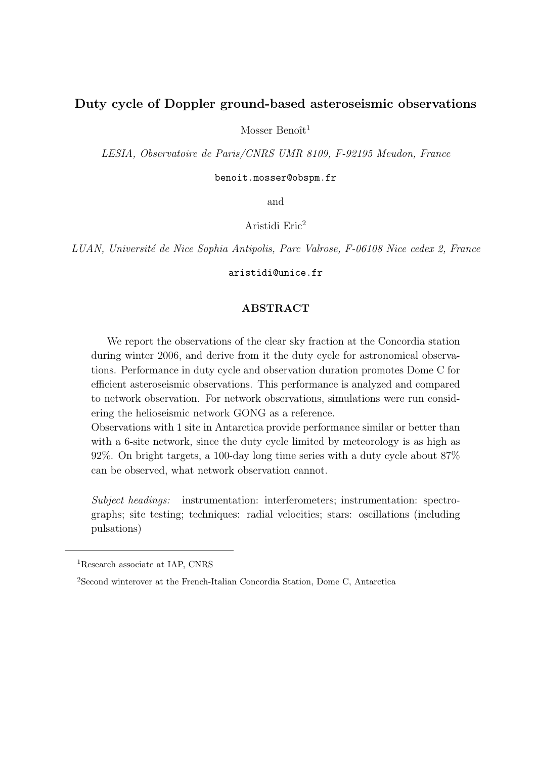# Duty cycle of Doppler ground-based asteroseismic observations

Mosser Benoît[1]

*LESIA, Observatoire de Paris/CNRS UMR 8109, F-92195 Meudon, France*

benoit.mosser@obspm.fr

and

Aristidi Eric[2]

*LUAN, Université de Nice Sophia Antipolis, Parc Valrose, F-06108 Nice cedex 2, France*

aristidi@unice.fr

## ABSTRACT

We report the observations of the clear sky fraction at the Concordia station during winter 2006, and derive from it the duty cycle for astronomical observations. Performance in duty cycle and observation duration promotes Dome C for efficient asteroseismic observations. This performance is analyzed and compared to network observation. For network observations, simulations were run considering the helioseismic network GONG as a reference.

Observations with 1 site in Antarctica provide performance similar or better than with a 6-site network, since the duty cycle limited by meteorology is as high as 92%. On bright targets, a 100-day long time series with a duty cycle about 87% can be observed, what network observation cannot.

*Subject headings:* instrumentation: interferometers; instrumentation: spectrographs; site testing; techniques: radial velocities; stars: oscillations (including pulsations)

---

[1] Research associate at IAP, CNRS

[2] Second winterover at the French-Italian Concordia Station, Dome C, Antarctica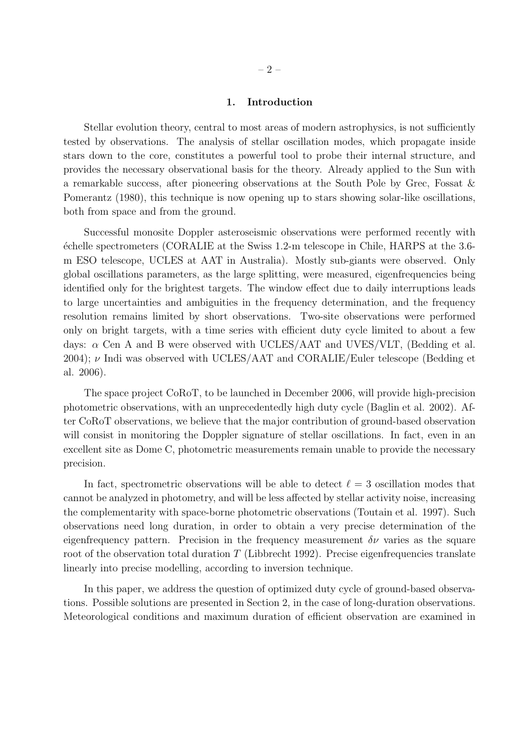# 1. Introduction

Stellar evolution theory, central to most areas of modern astrophysics, is not sufficiently tested by observations. The analysis of stellar oscillation modes, which propagate inside stars down to the core, constitutes a powerful tool to probe their internal structure, and provides the necessary observational basis for the theory. Already applied to the Sun with a remarkable success, after pioneering observations at the South Pole by Grec, Fossat & Pomerantz (1980), this technique is now opening up to stars showing solar-like oscillations, both from space and from the ground.

Successful monosite Doppler asteroseismic observations were performed recently with échelle spectrometers (CORALIE at the Swiss 1.2-m telescope in Chile, HARPS at the 3.6-m ESO telescope, UCLES at AAT in Australia). Mostly sub-giants were observed. Only global oscillations parameters, as the large splitting, were measured, eigenfrequencies being identified only for the brightest targets. The window effect due to daily interruptions leads to large uncertainties and ambiguities in the frequency determination, and the frequency resolution remains limited by short observations. Two-site observations were performed only on bright targets, with a time series with efficient duty cycle limited to about a few days: $\alpha$ Cen A and B were observed with UCLES/AAT and UVES/VLT, (Bedding et al. 2004); $\nu$ Indi was observed with UCLES/AAT and CORALIE/Euler telescope (Bedding et al. 2006).

The space project CoRoT, to be launched in December 2006, will provide high-precision photometric observations, with an unprecedentedly high duty cycle (Baglin et al. 2002). After CoRoT observations, we believe that the major contribution of ground-based observation will consist in monitoring the Doppler signature of stellar oscillations. In fact, even in an excellent site as Dome C, photometric measurements remain unable to provide the necessary precision.

In fact, spectrometric observations will be able to detect $\ell = 3$ oscillation modes that cannot be analyzed in photometry, and will be less affected by stellar activity noise, increasing the complementarity with space-borne photometric observations (Toutain et al. 1997). Such observations need long duration, in order to obtain a very precise determination of the eigenfrequency pattern. Precision in the frequency measurement $\delta\nu$ varies as the square root of the observation total duration $T$ (Libbrecht 1992). Precise eigenfrequencies translate linearly into precise modelling, according to inversion technique.

In this paper, we address the question of optimized duty cycle of ground-based observations. Possible solutions are presented in Section 2, in the case of long-duration observations. Meteorological conditions and maximum duration of efficient observation are examined in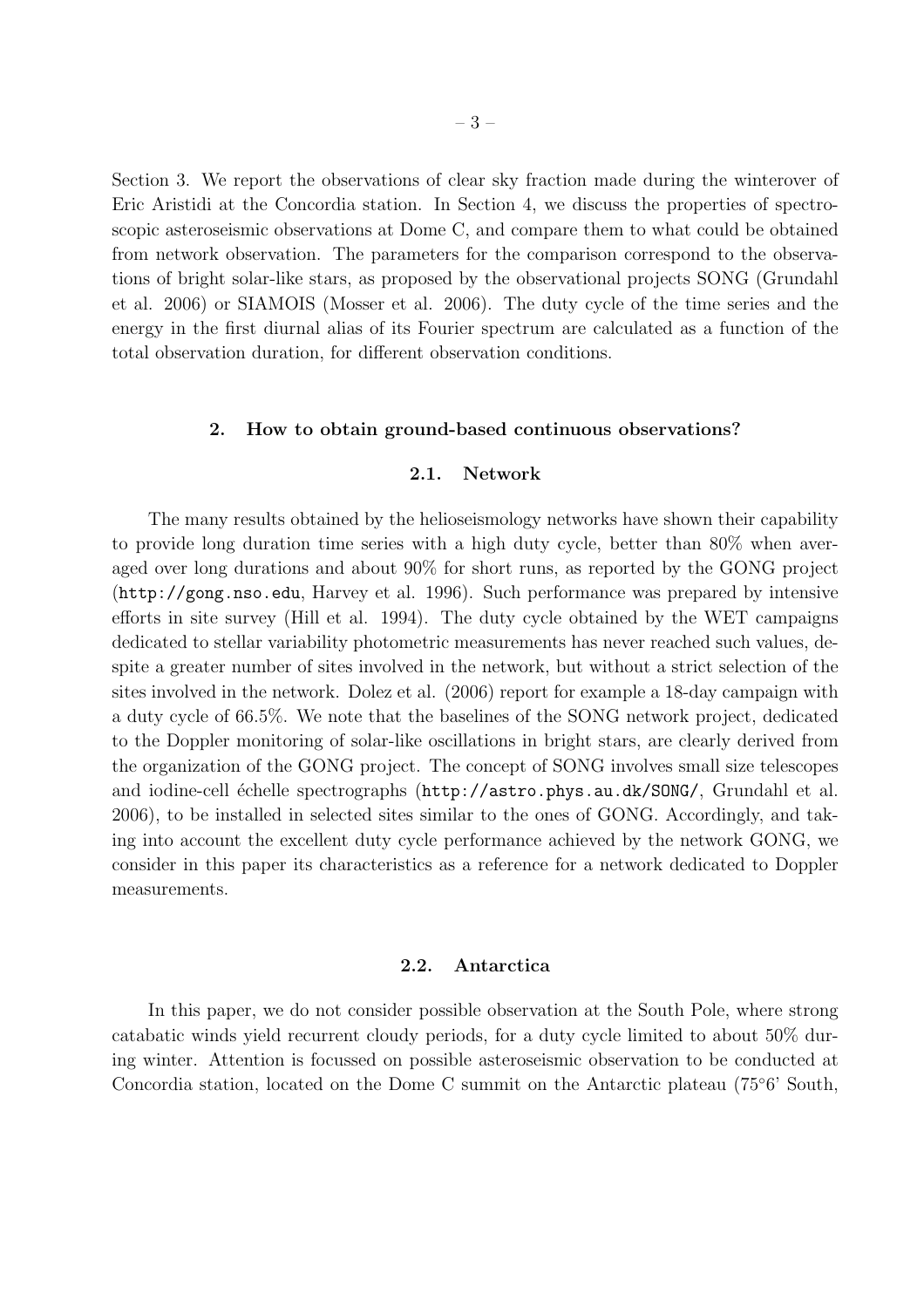Section 3. We report the observations of clear sky fraction made during the winterover of Eric Aristidi at the Concordia station. In Section 4, we discuss the properties of spectroscopic asteroseismic observations at Dome C, and compare them to what could be obtained from network observation. The parameters for the comparison correspond to the observations of bright solar-like stars, as proposed by the observational projects SONG (Grundahl et al. 2006) or SIAMOIS (Mosser et al. 2006). The duty cycle of the time series and the energy in the first diurnal alias of its Fourier spectrum are calculated as a function of the total observation duration, for different observation conditions.

## 2. How to obtain ground-based continuous observations?

### 2.1. Network

The many results obtained by the helioseismology networks have shown their capability to provide long duration time series with a high duty cycle, better than 80% when averaged over long durations and about 90% for short runs, as reported by the GONG project (`http://gong.nso.edu`, Harvey et al. 1996). Such performance was prepared by intensive efforts in site survey (Hill et al. 1994). The duty cycle obtained by the WET campaigns dedicated to stellar variability photometric measurements has never reached such values, despite a greater number of sites involved in the network, but without a strict selection of the sites involved in the network. Dolez et al. (2006) report for example a 18-day campaign with a duty cycle of 66.5%. We note that the baselines of the SONG network project, dedicated to the Doppler monitoring of solar-like oscillations in bright stars, are clearly derived from the organization of the GONG project. The concept of SONG involves small size telescopes and iodine-cell échelle spectrographs (`http://astro.phys.au.dk/SONG/`, Grundahl et al. 2006), to be installed in selected sites similar to the ones of GONG. Accordingly, and taking into account the excellent duty cycle performance achieved by the network GONG, we consider in this paper its characteristics as a reference for a network dedicated to Doppler measurements.

### 2.2. Antarctica

In this paper, we do not consider possible observation at the South Pole, where strong catabatic winds yield recurrent cloudy periods, for a duty cycle limited to about 50% during winter. Attention is focussed on possible asteroseismic observation to be conducted at Concordia station, located on the Dome C summit on the Antarctic plateau (75°6' South,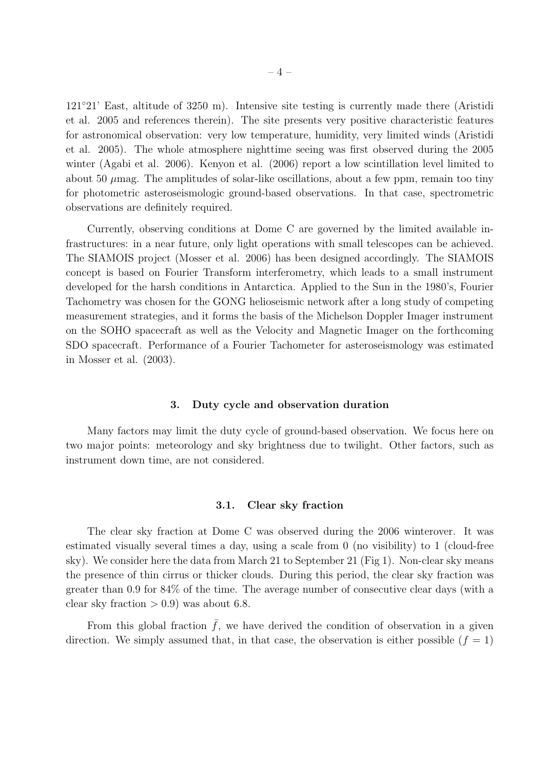121°21' East, altitude of 3250 m). Intensive site testing is currently made there (Aristidi et al. 2005 and references therein). The site presents very positive characteristic features for astronomical observation: very low temperature, humidity, very limited winds (Aristidi et al. 2005). The whole atmosphere nighttime seeing was first observed during the 2005 winter (Agabi et al. 2006). Kenyon et al. (2006) report a low scintillation level limited to about 50 $\mu$mag. The amplitudes of solar-like oscillations, about a few ppm, remain too tiny for photometric asteroseismologic ground-based observations. In that case, spectrometric observations are definitely required.

Currently, observing conditions at Dome C are governed by the limited available infrastructures: in a near future, only light operations with small telescopes can be achieved. The SIAMOIS project (Mosser et al. 2006) has been designed accordingly. The SIAMOIS concept is based on Fourier Transform interferometry, which leads to a small instrument developed for the harsh conditions in Antarctica. Applied to the Sun in the 1980's, Fourier Tachometry was chosen for the GONG helioseismic network after a long study of competing measurement strategies, and it forms the basis of the Michelson Doppler Imager instrument on the SOHO spacecraft as well as the Velocity and Magnetic Imager on the forthcoming SDO spacecraft. Performance of a Fourier Tachometer for asteroseismology was estimated in Mosser et al. (2003).

## 3. Duty cycle and observation duration

Many factors may limit the duty cycle of ground-based observation. We focus here on two major points: meteorology and sky brightness due to twilight. Other factors, such as instrument down time, are not considered.

### 3.1. Clear sky fraction

The clear sky fraction at Dome C was observed during the 2006 winterover. It was estimated visually several times a day, using a scale from 0 (no visibility) to 1 (cloud-free sky). We consider here the data from March 21 to September 21 (Fig 1). Non-clear sky means the presence of thin cirrus or thicker clouds. During this period, the clear sky fraction was greater than 0.9 for 84% of the time. The average number of consecutive clear days (with a clear sky fraction $> 0.9$) was about 6.8.

From this global fraction $\bar{f}$, we have derived the condition of observation in a given direction. We simply assumed that, in that case, the observation is either possible ($f = 1$)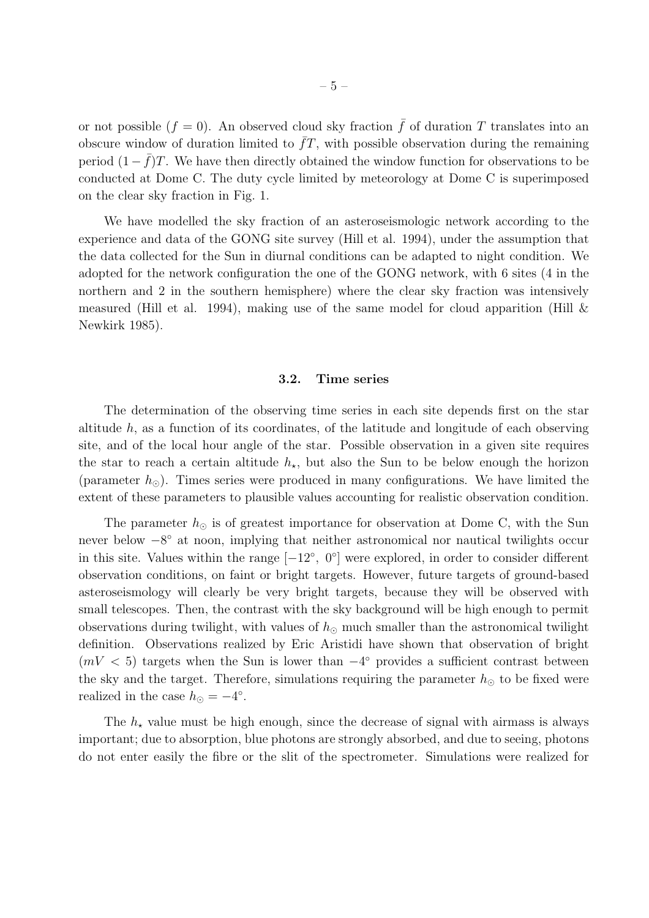or not possible ($f = 0$). An observed cloud sky fraction $\bar{f}$ of duration $T$ translates into an obscure window of duration limited to $\bar{f}T$, with possible observation during the remaining period $(1 - \bar{f})T$. We have then directly obtained the window function for observations to be conducted at Dome C. The duty cycle limited by meteorology at Dome C is superimposed on the clear sky fraction in Fig. 1.

We have modelled the sky fraction of an asteroseismologic network according to the experience and data of the GONG site survey (Hill et al. 1994), under the assumption that the data collected for the Sun in diurnal conditions can be adapted to night condition. We adopted for the network configuration the one of the GONG network, with 6 sites (4 in the northern and 2 in the southern hemisphere) where the clear sky fraction was intensively measured (Hill et al. 1994), making use of the same model for cloud apparition (Hill & Newkirk 1985).

### 3.2. Time series

The determination of the observing time series in each site depends first on the star altitude $h$, as a function of its coordinates, of the latitude and longitude of each observing site, and of the local hour angle of the star. Possible observation in a given site requires the star to reach a certain altitude $h_\star$, but also the Sun to be below enough the horizon (parameter $h_\odot$). Times series were produced in many configurations. We have limited the extent of these parameters to plausible values accounting for realistic observation condition.

The parameter $h_\odot$ is of greatest importance for observation at Dome C, with the Sun never below $-8^\circ$ at noon, implying that neither astronomical nor nautical twilights occur in this site. Values within the range $[-12^\circ,\ 0^\circ]$ were explored, in order to consider different observation conditions, on faint or bright targets. However, future targets of ground-based asteroseismology will clearly be very bright targets, because they will be observed with small telescopes. Then, the contrast with the sky background will be high enough to permit observations during twilight, with values of $h_\odot$ much smaller than the astronomical twilight definition. Observations realized by Eric Aristidi have shown that observation of bright ($mV < 5$) targets when the Sun is lower than $-4^\circ$ provides a sufficient contrast between the sky and the target. Therefore, simulations requiring the parameter $h_\odot$ to be fixed were realized in the case $h_\odot = -4^\circ$.

The $h_\star$ value must be high enough, since the decrease of signal with airmass is always important; due to absorption, blue photons are strongly absorbed, and due to seeing, photons do not enter easily the fibre or the slit of the spectrometer. Simulations were realized for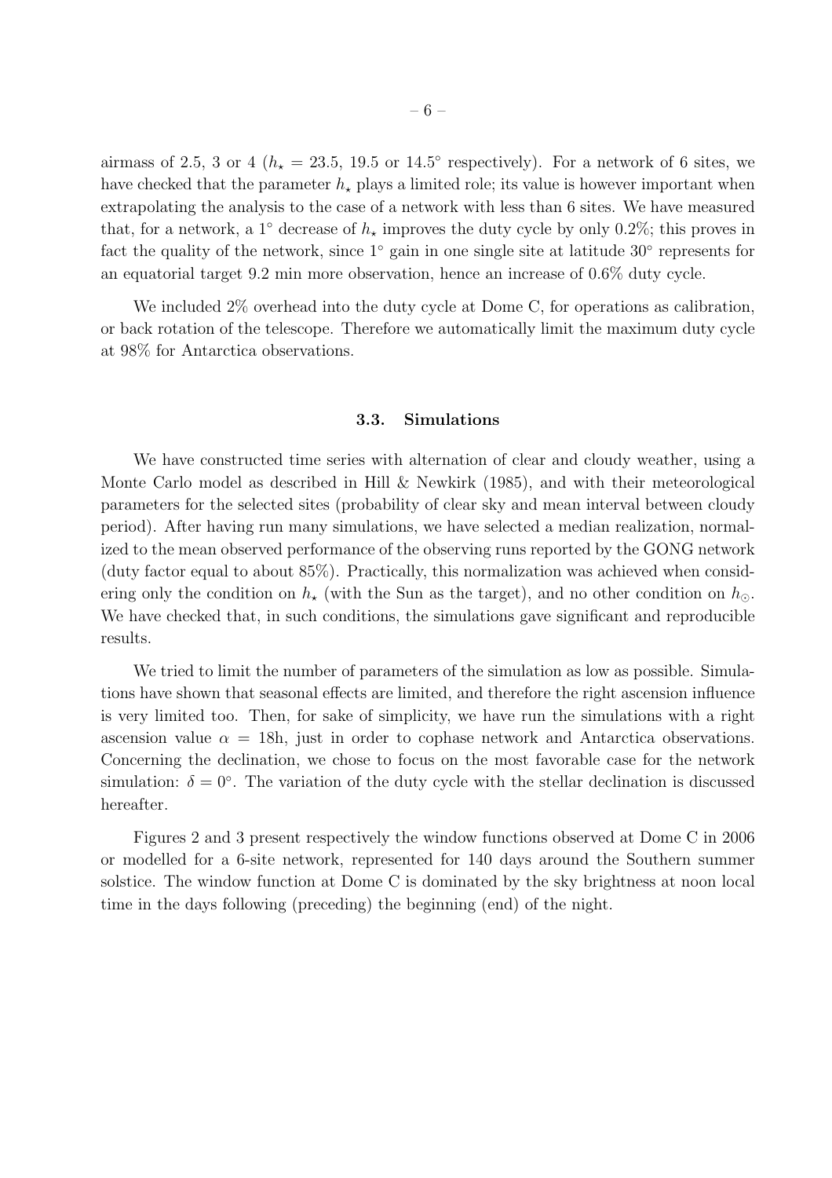airmass of 2.5, 3 or 4 ($h_\star = 23.5$, 19.5 or 14.5° respectively). For a network of 6 sites, we have checked that the parameter $h_\star$ plays a limited role; its value is however important when extrapolating the analysis to the case of a network with less than 6 sites. We have measured that, for a network, a 1° decrease of $h_\star$ improves the duty cycle by only 0.2%; this proves in fact the quality of the network, since 1° gain in one single site at latitude 30° represents for an equatorial target 9.2 min more observation, hence an increase of 0.6% duty cycle.

We included 2% overhead into the duty cycle at Dome C, for operations as calibration, or back rotation of the telescope. Therefore we automatically limit the maximum duty cycle at 98% for Antarctica observations.

### 3.3. Simulations

We have constructed time series with alternation of clear and cloudy weather, using a Monte Carlo model as described in Hill & Newkirk (1985), and with their meteorological parameters for the selected sites (probability of clear sky and mean interval between cloudy period). After having run many simulations, we have selected a median realization, normalized to the mean observed performance of the observing runs reported by the GONG network (duty factor equal to about 85%). Practically, this normalization was achieved when considering only the condition on $h_\star$ (with the Sun as the target), and no other condition on $h_\odot$. We have checked that, in such conditions, the simulations gave significant and reproducible results.

We tried to limit the number of parameters of the simulation as low as possible. Simulations have shown that seasonal effects are limited, and therefore the right ascension influence is very limited too. Then, for sake of simplicity, we have run the simulations with a right ascension value $\alpha = 18$h, just in order to cophase network and Antarctica observations. Concerning the declination, we chose to focus on the most favorable case for the network simulation: $\delta = 0°$. The variation of the duty cycle with the stellar declination is discussed hereafter.

Figures 2 and 3 present respectively the window functions observed at Dome C in 2006 or modelled for a 6-site network, represented for 140 days around the Southern summer solstice. The window function at Dome C is dominated by the sky brightness at noon local time in the days following (preceding) the beginning (end) of the night.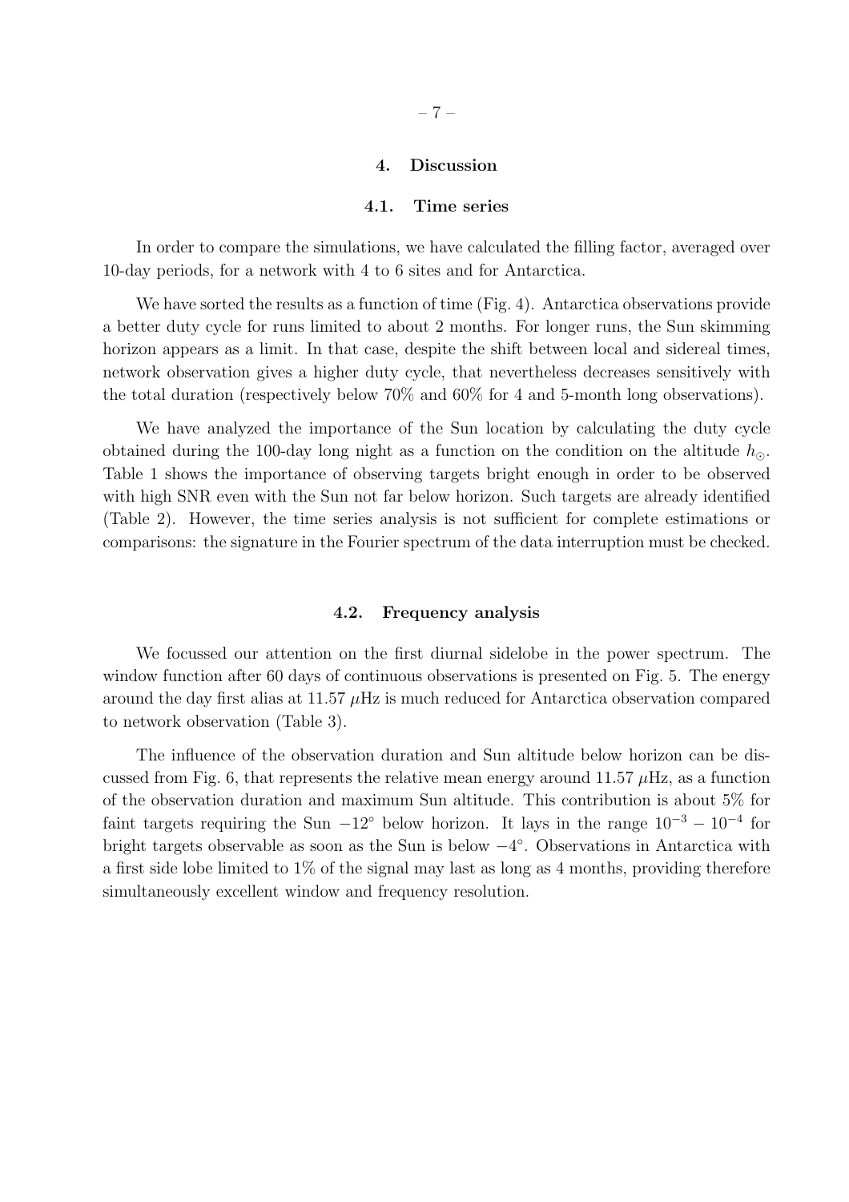## 4. Discussion

### 4.1. Time series

In order to compare the simulations, we have calculated the filling factor, averaged over 10-day periods, for a network with 4 to 6 sites and for Antarctica.

We have sorted the results as a function of time (Fig. 4). Antarctica observations provide a better duty cycle for runs limited to about 2 months. For longer runs, the Sun skimming horizon appears as a limit. In that case, despite the shift between local and sidereal times, network observation gives a higher duty cycle, that nevertheless decreases sensitively with the total duration (respectively below 70% and 60% for 4 and 5-month long observations).

We have analyzed the importance of the Sun location by calculating the duty cycle obtained during the 100-day long night as a function on the condition on the altitude $h_{\odot}$. Table 1 shows the importance of observing targets bright enough in order to be observed with high SNR even with the Sun not far below horizon. Such targets are already identified (Table 2). However, the time series analysis is not sufficient for complete estimations or comparisons: the signature in the Fourier spectrum of the data interruption must be checked.

### 4.2. Frequency analysis

We focussed our attention on the first diurnal sidelobe in the power spectrum. The window function after 60 days of continuous observations is presented on Fig. 5. The energy around the day first alias at 11.57 $\mu$Hz is much reduced for Antarctica observation compared to network observation (Table 3).

The influence of the observation duration and Sun altitude below horizon can be discussed from Fig. 6, that represents the relative mean energy around 11.57 $\mu$Hz, as a function of the observation duration and maximum Sun altitude. This contribution is about 5% for faint targets requiring the Sun $-12^{\circ}$ below horizon. It lays in the range $10^{-3} - 10^{-4}$ for bright targets observable as soon as the Sun is below $-4^{\circ}$. Observations in Antarctica with a first side lobe limited to 1% of the signal may last as long as 4 months, providing therefore simultaneously excellent window and frequency resolution.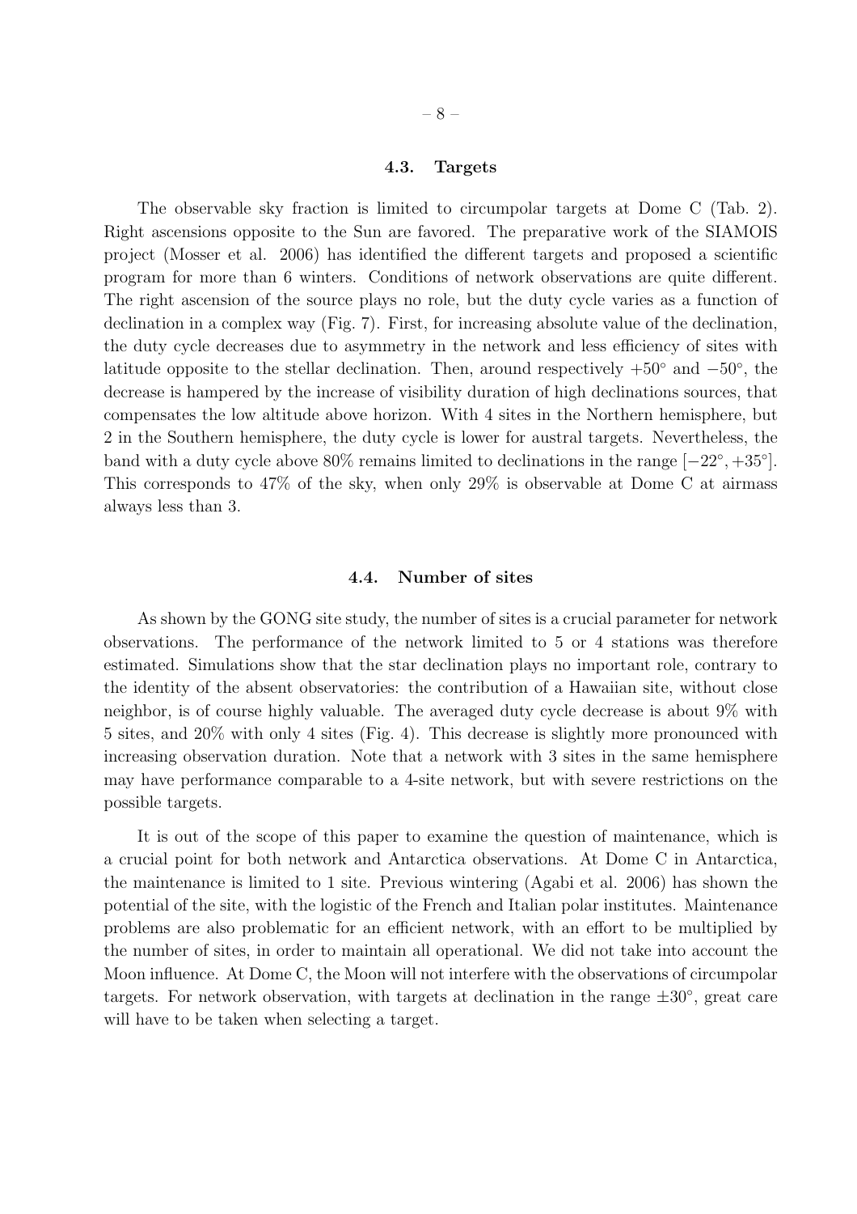### 4.3. Targets

The observable sky fraction is limited to circumpolar targets at Dome C (Tab. 2). Right ascensions opposite to the Sun are favored. The preparative work of the SIAMOIS project (Mosser et al. 2006) has identified the different targets and proposed a scientific program for more than 6 winters. Conditions of network observations are quite different. The right ascension of the source plays no role, but the duty cycle varies as a function of declination in a complex way (Fig. 7). First, for increasing absolute value of the declination, the duty cycle decreases due to asymmetry in the network and less efficiency of sites with latitude opposite to the stellar declination. Then, around respectively $+50^\circ$ and $-50^\circ$, the decrease is hampered by the increase of visibility duration of high declinations sources, that compensates the low altitude above horizon. With 4 sites in the Northern hemisphere, but 2 in the Southern hemisphere, the duty cycle is lower for austral targets. Nevertheless, the band with a duty cycle above 80% remains limited to declinations in the range $[-22^\circ, +35^\circ]$. This corresponds to 47% of the sky, when only 29% is observable at Dome C at airmass always less than 3.

### 4.4. Number of sites

As shown by the GONG site study, the number of sites is a crucial parameter for network observations. The performance of the network limited to 5 or 4 stations was therefore estimated. Simulations show that the star declination plays no important role, contrary to the identity of the absent observatories: the contribution of a Hawaiian site, without close neighbor, is of course highly valuable. The averaged duty cycle decrease is about 9% with 5 sites, and 20% with only 4 sites (Fig. 4). This decrease is slightly more pronounced with increasing observation duration. Note that a network with 3 sites in the same hemisphere may have performance comparable to a 4-site network, but with severe restrictions on the possible targets.

It is out of the scope of this paper to examine the question of maintenance, which is a crucial point for both network and Antarctica observations. At Dome C in Antarctica, the maintenance is limited to 1 site. Previous wintering (Agabi et al. 2006) has shown the potential of the site, with the logistic of the French and Italian polar institutes. Maintenance problems are also problematic for an efficient network, with an effort to be multiplied by the number of sites, in order to maintain all operational. We did not take into account the Moon influence. At Dome C, the Moon will not interfere with the observations of circumpolar targets. For network observation, with targets at declination in the range $\pm 30^\circ$, great care will have to be taken when selecting a target.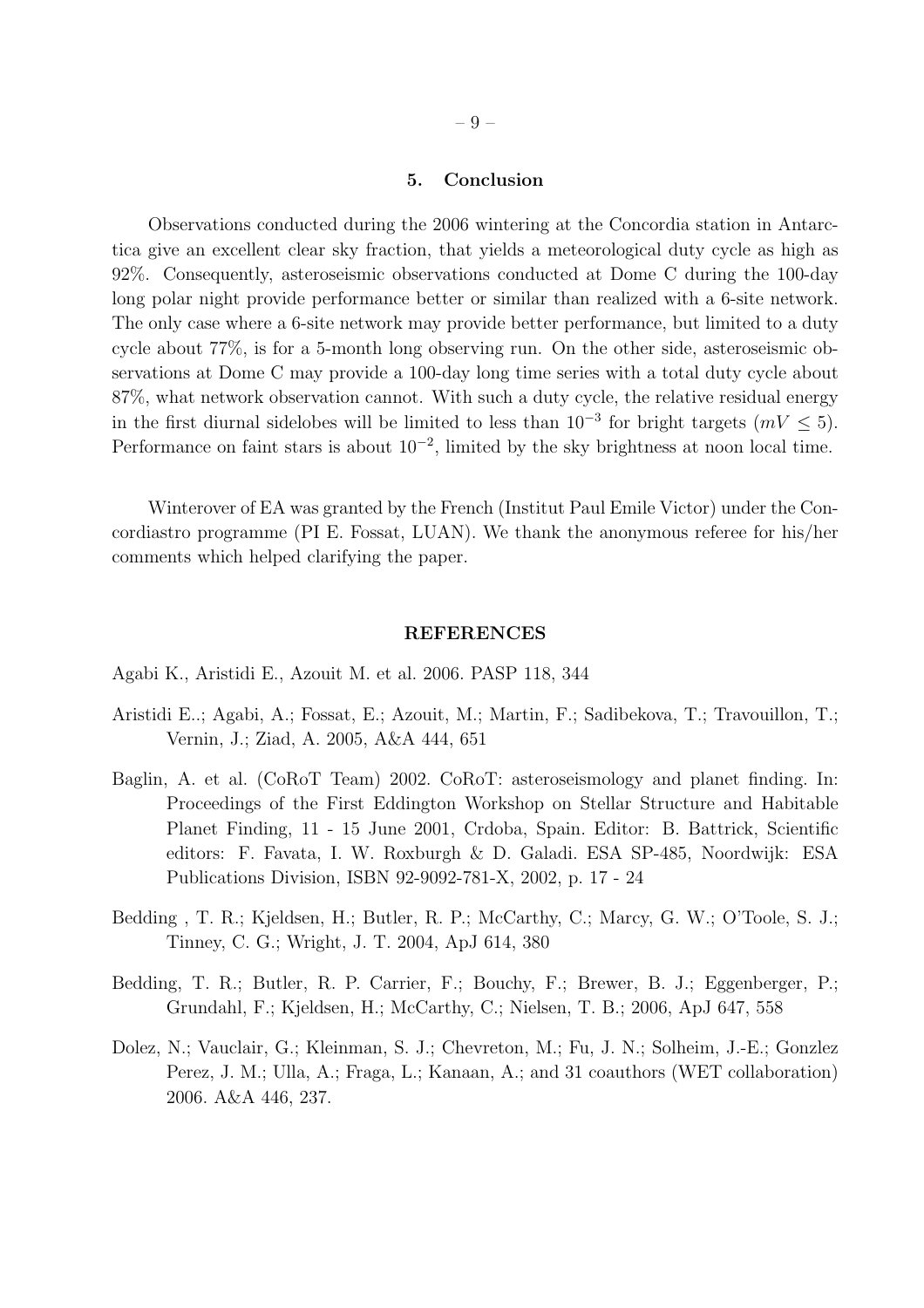## 5. Conclusion

Observations conducted during the 2006 wintering at the Concordia station in Antarctica give an excellent clear sky fraction, that yields a meteorological duty cycle as high as 92%. Consequently, asteroseismic observations conducted at Dome C during the 100-day long polar night provide performance better or similar than realized with a 6-site network. The only case where a 6-site network may provide better performance, but limited to a duty cycle about 77%, is for a 5-month long observing run. On the other side, asteroseismic observations at Dome C may provide a 100-day long time series with a total duty cycle about 87%, what network observation cannot. With such a duty cycle, the relative residual energy in the first diurnal sidelobes will be limited to less than $10^{-3}$ for bright targets ($mV \leq 5$). Performance on faint stars is about $10^{-2}$, limited by the sky brightness at noon local time.

Winterover of EA was granted by the French (Institut Paul Emile Victor) under the Concordiastro programme (PI E. Fossat, LUAN). We thank the anonymous referee for his/her comments which helped clarifying the paper.

## REFERENCES

Agabi K., Aristidi E., Azouit M. et al. 2006. PASP 118, 344

Aristidi E..; Agabi, A.; Fossat, E.; Azouit, M.; Martin, F.; Sadibekova, T.; Travouillon, T.; Vernin, J.; Ziad, A. 2005, A&A 444, 651

Baglin, A. et al. (CoRoT Team) 2002. CoRoT: asteroseismology and planet finding. In: Proceedings of the First Eddington Workshop on Stellar Structure and Habitable Planet Finding, 11 - 15 June 2001, Crdoba, Spain. Editor: B. Battrick, Scientific editors: F. Favata, I. W. Roxburgh & D. Galadi. ESA SP-485, Noordwijk: ESA Publications Division, ISBN 92-9092-781-X, 2002, p. 17 - 24

Bedding , T. R.; Kjeldsen, H.; Butler, R. P.; McCarthy, C.; Marcy, G. W.; O'Toole, S. J.; Tinney, C. G.; Wright, J. T. 2004, ApJ 614, 380

Bedding, T. R.; Butler, R. P. Carrier, F.; Bouchy, F.; Brewer, B. J.; Eggenberger, P.; Grundahl, F.; Kjeldsen, H.; McCarthy, C.; Nielsen, T. B.; 2006, ApJ 647, 558

Dolez, N.; Vauclair, G.; Kleinman, S. J.; Chevreton, M.; Fu, J. N.; Solheim, J.-E.; Gonzlez Perez, J. M.; Ulla, A.; Fraga, L.; Kanaan, A.; and 31 coauthors (WET collaboration) 2006. A&A 446, 237.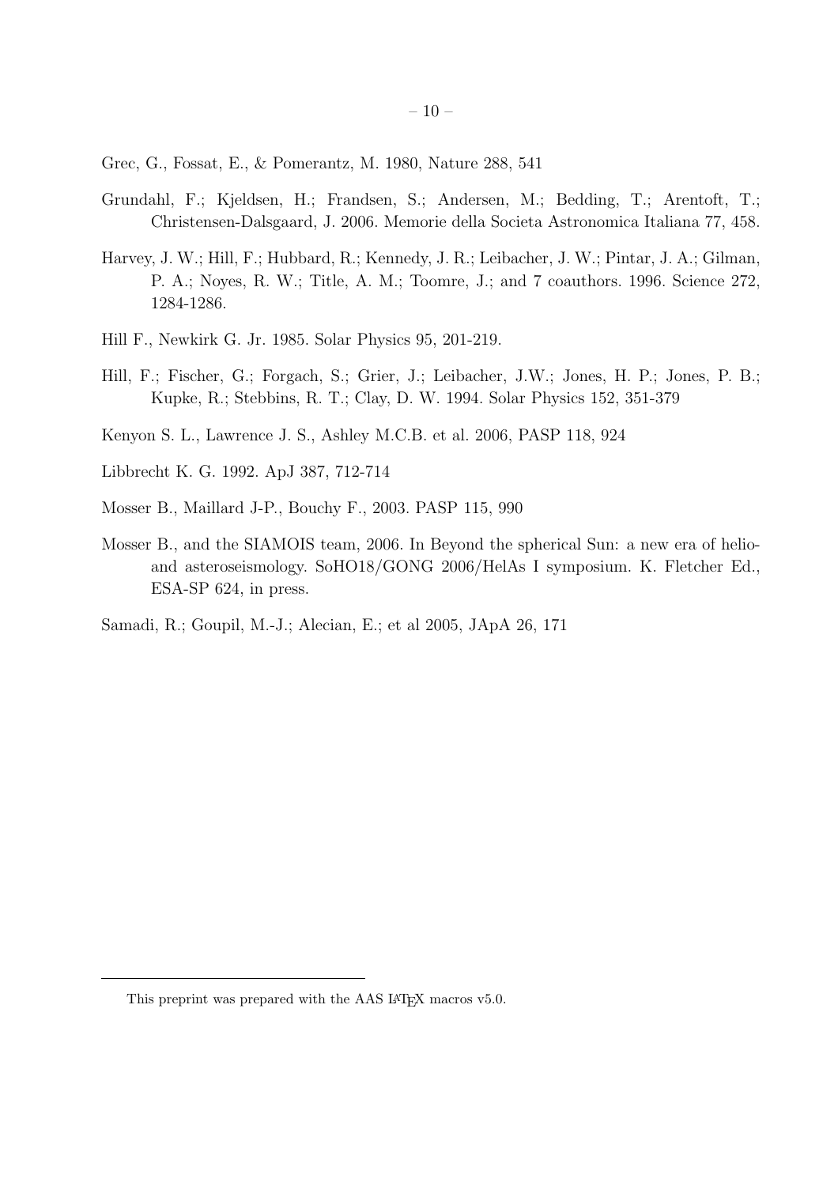Grec, G., Fossat, E., & Pomerantz, M. 1980, Nature 288, 541

Grundahl, F.; Kjeldsen, H.; Frandsen, S.; Andersen, M.; Bedding, T.; Arentoft, T.; Christensen-Dalsgaard, J. 2006. Memorie della Societa Astronomica Italiana 77, 458.

Harvey, J. W.; Hill, F.; Hubbard, R.; Kennedy, J. R.; Leibacher, J. W.; Pintar, J. A.; Gilman, P. A.; Noyes, R. W.; Title, A. M.; Toomre, J.; and 7 coauthors. 1996. Science 272, 1284-1286.

Hill F., Newkirk G. Jr. 1985. Solar Physics 95, 201-219.

Hill, F.; Fischer, G.; Forgach, S.; Grier, J.; Leibacher, J.W.; Jones, H. P.; Jones, P. B.; Kupke, R.; Stebbins, R. T.; Clay, D. W. 1994. Solar Physics 152, 351-379

Kenyon S. L., Lawrence J. S., Ashley M.C.B. et al. 2006, PASP 118, 924

Libbrecht K. G. 1992. ApJ 387, 712-714

Mosser B., Maillard J-P., Bouchy F., 2003. PASP 115, 990

Mosser B., and the SIAMOIS team, 2006. In Beyond the spherical Sun: a new era of helio- and asteroseismology. SoHO18/GONG 2006/HelAs I symposium. K. Fletcher Ed., ESA-SP 624, in press.

Samadi, R.; Goupil, M.-J.; Alecian, E.; et al 2005, JApA 26, 171

---

This preprint was prepared with the AAS LaTeX macros v5.0.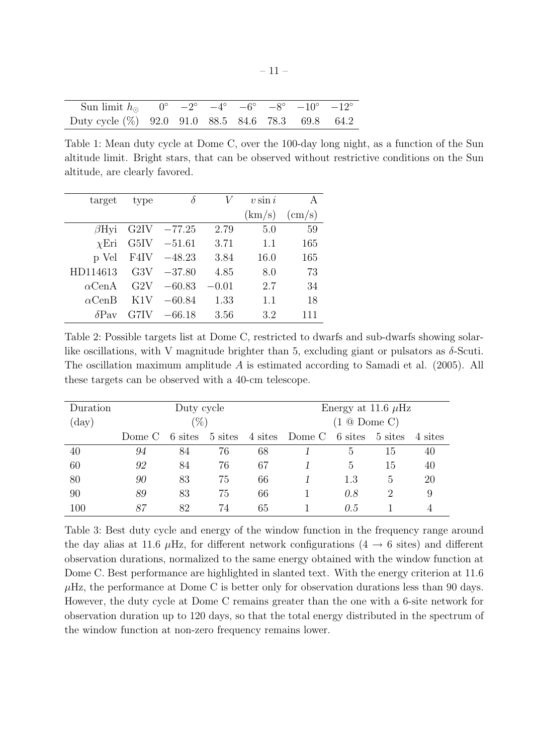| Sun limit $h_\odot$ | $0°$ | $-2°$ | $-4°$ | $-6°$ | $-8°$ | $-10°$ | $-12°$ |
|---|---|---|---|---|---|---|---|
| Duty cycle (%) | 92.0 | 91.0 | 88.5 | 84.6 | 78.3 | 69.8 | 64.2 |

Table 1: Mean duty cycle at Dome C, over the 100-day long night, as a function of the Sun altitude limit. Bright stars, that can be observed without restrictive conditions on the Sun altitude, are clearly favored.

| target | type | $\delta$ | $V$ | $v \sin i$ (km/s) | A (cm/s) |
|---|---|---|---|---|---|
| $\beta$Hyi | G2IV | $-77.25$ | 2.79 | 5.0 | 59 |
| $\chi$Eri | G5IV | $-51.61$ | 3.71 | 1.1 | 165 |
| p Vel | F4IV | $-48.23$ | 3.84 | 16.0 | 165 |
| HD114613 | G3V | $-37.80$ | 4.85 | 8.0 | 73 |
| $\alpha$CenA | G2V | $-60.83$ | $-0.01$ | 2.7 | 34 |
| $\alpha$CenB | K1V | $-60.84$ | 1.33 | 1.1 | 18 |
| $\delta$Pav | G7IV | $-66.18$ | 3.56 | 3.2 | 111 |

Table 2: Possible targets list at Dome C, restricted to dwarfs and sub-dwarfs showing solar-like oscillations, with V magnitude brighter than 5, excluding giant or pulsators as $\delta$-Scuti. The oscillation maximum amplitude $A$ is estimated according to Samadi et al. (2005). All these targets can be observed with a 40-cm telescope.

| Duration (day) | Duty cycle (%) | | | | Energy at 11.6 $\mu$Hz (1 @ Dome C) | | | |
|---|---|---|---|---|---|---|---|---|
| | Dome C | 6 sites | 5 sites | 4 sites | Dome C | 6 sites | 5 sites | 4 sites |
| 40 | *94* | 84 | 76 | 68 | *1* | 5 | 15 | 40 |
| 60 | *92* | 84 | 76 | 67 | *1* | 5 | 15 | 40 |
| 80 | *90* | 83 | 75 | 66 | *1* | 1.3 | 5 | 20 |
| 90 | *89* | 83 | 75 | 66 | 1 | *0.8* | 2 | 9 |
| 100 | *87* | 82 | 74 | 65 | 1 | *0.5* | 1 | 4 |

Table 3: Best duty cycle and energy of the window function in the frequency range around the day alias at 11.6 $\mu$Hz, for different network configurations ($4 \rightarrow 6$ sites) and different observation durations, normalized to the same energy obtained with the window function at Dome C. Best performance are highlighted in slanted text. With the energy criterion at 11.6 $\mu$Hz, the performance at Dome C is better only for observation durations less than 90 days. However, the duty cycle at Dome C remains greater than the one with a 6-site network for observation duration up to 120 days, so that the total energy distributed in the spectrum of the window function at non-zero frequency remains lower.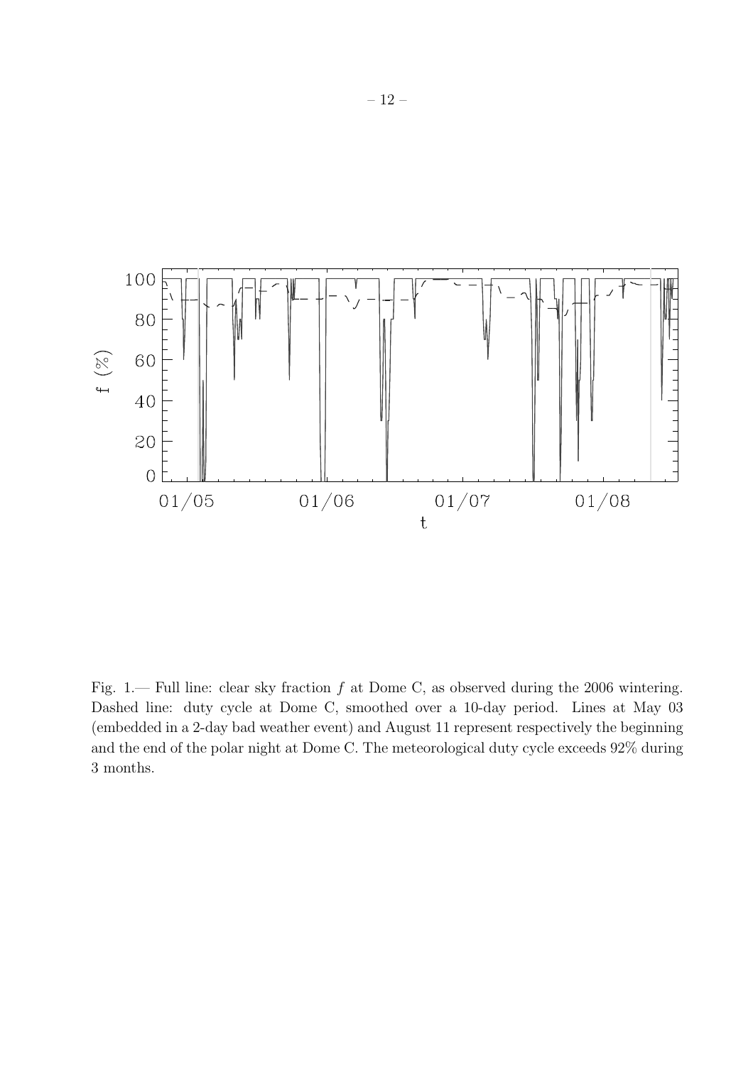Fig. 1.— Full line: clear sky fraction $f$ at Dome C, as observed during the 2006 wintering. Dashed line: duty cycle at Dome C, smoothed over a 10-day period. Lines at May 03 (embedded in a 2-day bad weather event) and August 11 represent respectively the beginning and the end of the polar night at Dome C. The meteorological duty cycle exceeds 92% during 3 months.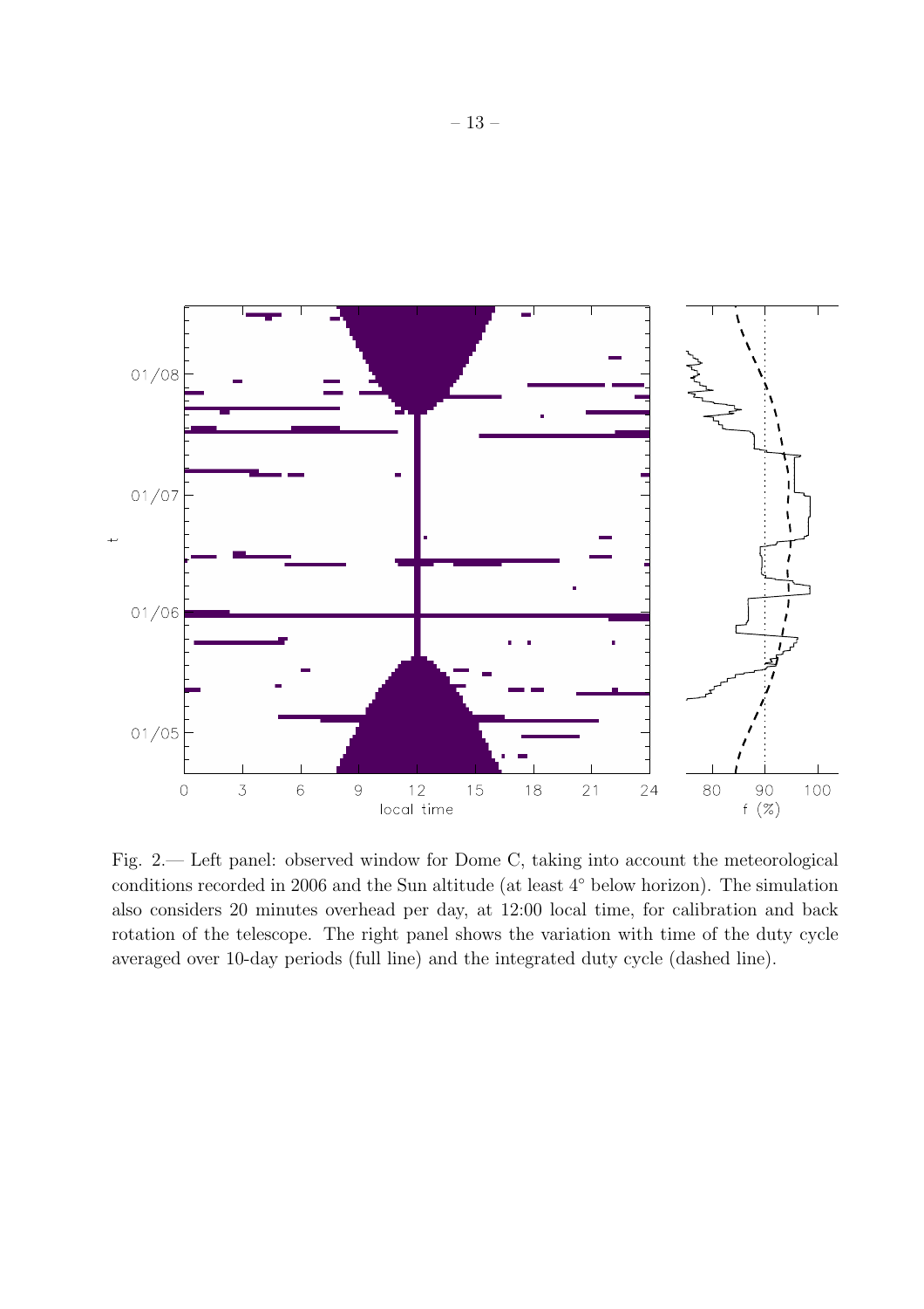Fig. 2.— Left panel: observed window for Dome C, taking into account the meteorological conditions recorded in 2006 and the Sun altitude (at least 4° below horizon). The simulation also considers 20 minutes overhead per day, at 12:00 local time, for calibration and back rotation of the telescope. The right panel shows the variation with time of the duty cycle averaged over 10-day periods (full line) and the integrated duty cycle (dashed line).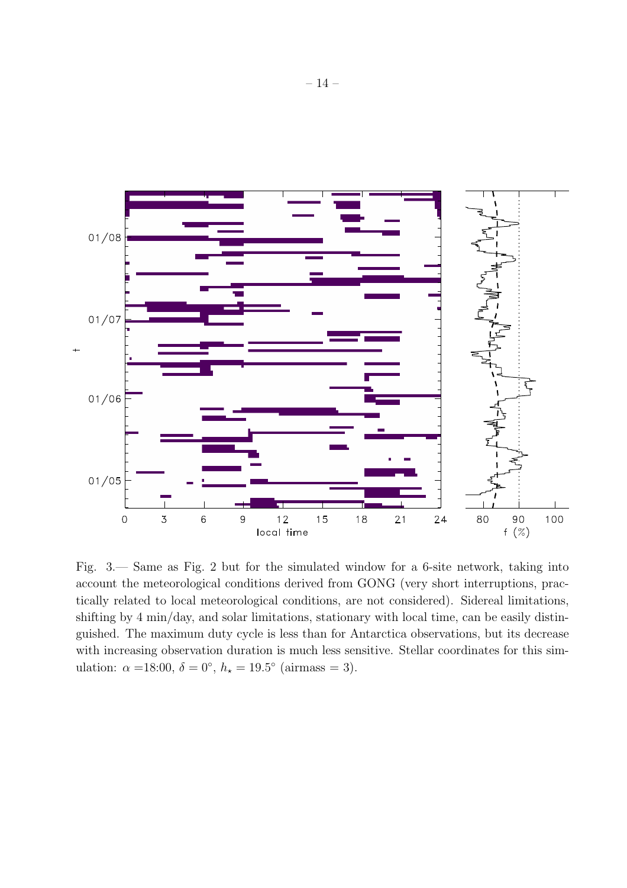Fig. 3.— Same as Fig. 2 but for the simulated window for a 6-site network, taking into account the meteorological conditions derived from GONG (very short interruptions, practically related to local meteorological conditions, are not considered). Sidereal limitations, shifting by 4 min/day, and solar limitations, stationary with local time, can be easily distinguished. The maximum duty cycle is less than for Antarctica observations, but its decrease with increasing observation duration is much less sensitive. Stellar coordinates for this simulation: $\alpha$ =18:00, $\delta = 0°$, $h_{\star} = 19.5°$ (airmass = 3).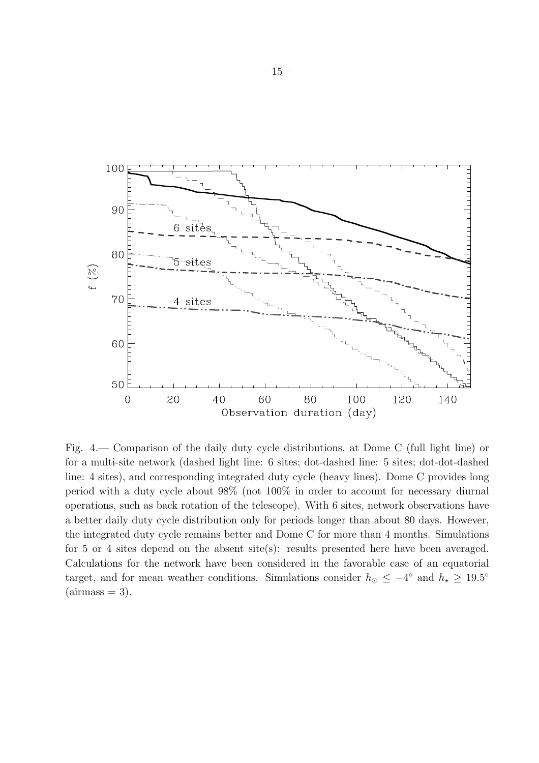Fig. 4.— Comparison of the daily duty cycle distributions, at Dome C (full light line) or for a multi-site network (dashed light line: 6 sites; dot-dashed line: 5 sites; dot-dot-dashed line: 4 sites), and corresponding integrated duty cycle (heavy lines). Dome C provides long period with a duty cycle about 98% (not 100% in order to account for necessary diurnal operations, such as back rotation of the telescope). With 6 sites, network observations have a better daily duty cycle distribution only for periods longer than about 80 days. However, the integrated duty cycle remains better and Dome C for more than 4 months. Simulations for 5 or 4 sites depend on the absent site(s): results presented here have been averaged. Calculations for the network have been considered in the favorable case of an equatorial target, and for mean weather conditions. Simulations consider $h_{\odot} \leq -4^{\circ}$ and $h_{\star} \geq 19.5^{\circ}$ (airmass = 3).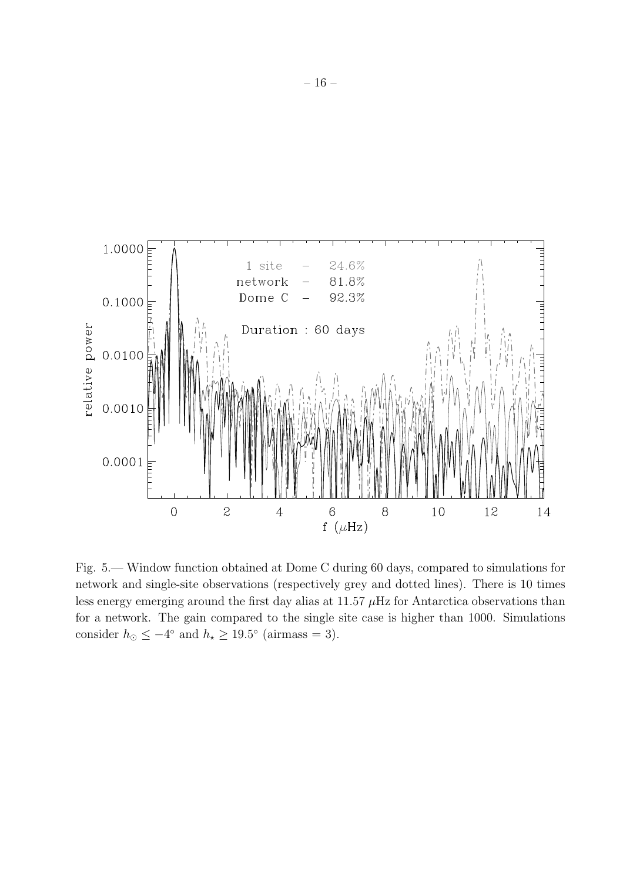Fig. 5.— Window function obtained at Dome C during 60 days, compared to simulations for network and single-site observations (respectively grey and dotted lines). There is 10 times less energy emerging around the first day alias at 11.57 $\mu$Hz for Antarctica observations than for a network. The gain compared to the single site case is higher than 1000. Simulations consider $h_{\odot} \leq -4^{\circ}$ and $h_{\star} \geq 19.5^{\circ}$ (airmass = 3).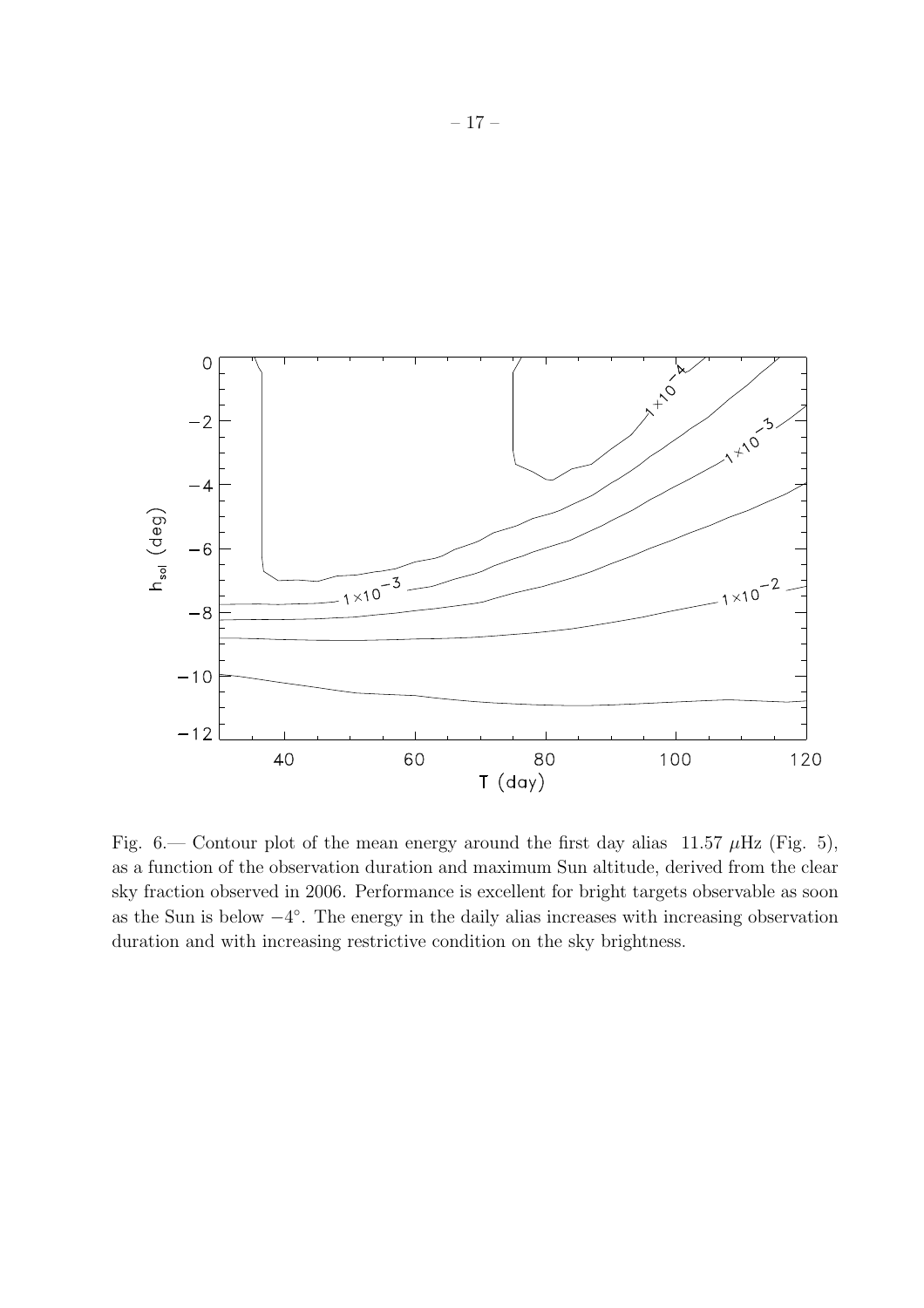Fig. 6.— Contour plot of the mean energy around the first day alias 11.57 $\mu$Hz (Fig. 5), as a function of the observation duration and maximum Sun altitude, derived from the clear sky fraction observed in 2006. Performance is excellent for bright targets observable as soon as the Sun is below $-4^{\circ}$. The energy in the daily alias increases with increasing observation duration and with increasing restrictive condition on the sky brightness.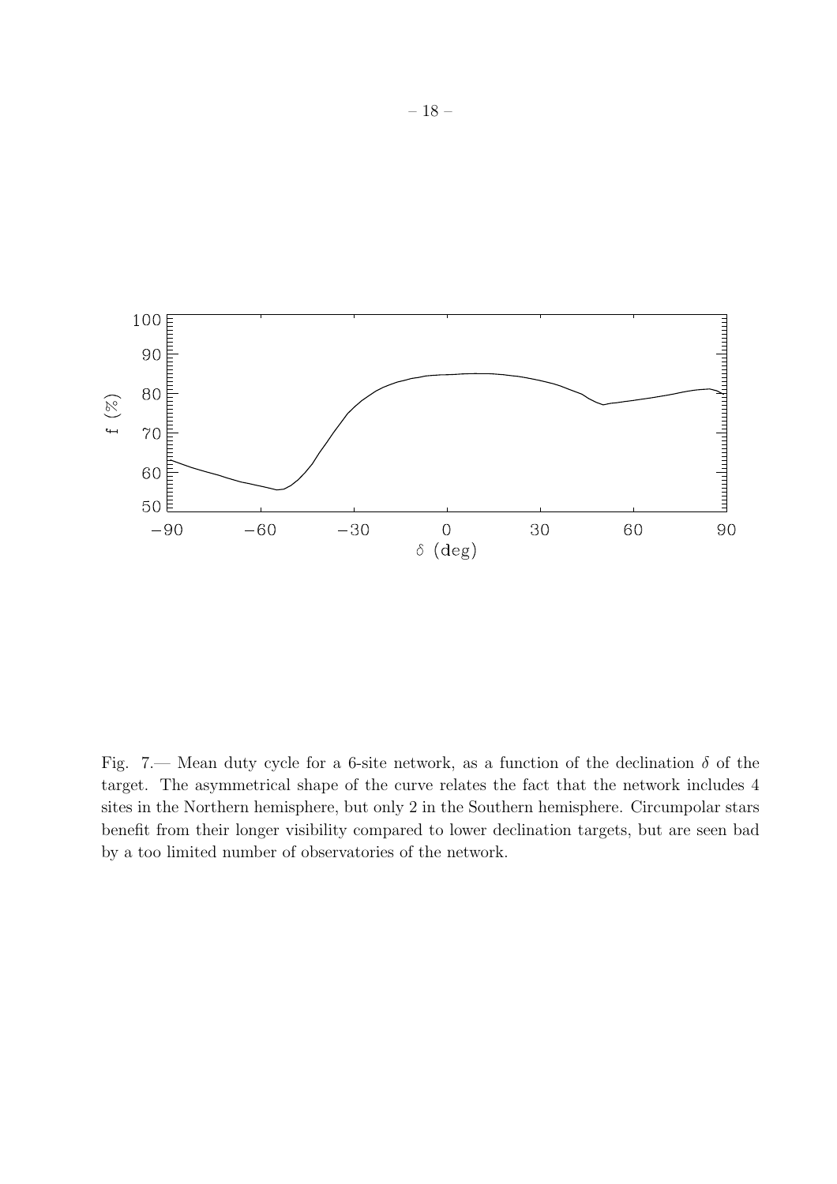100
90
80
70
60
50

f (%)

−90 −60 −30 0 30 60 90

$\delta$ (deg)

Fig. 7.— Mean duty cycle for a 6-site network, as a function of the declination $\delta$ of the target. The asymmetrical shape of the curve relates the fact that the network includes 4 sites in the Northern hemisphere, but only 2 in the Southern hemisphere. Circumpolar stars benefit from their longer visibility compared to lower declination targets, but are seen bad by a too limited number of observatories of the network.